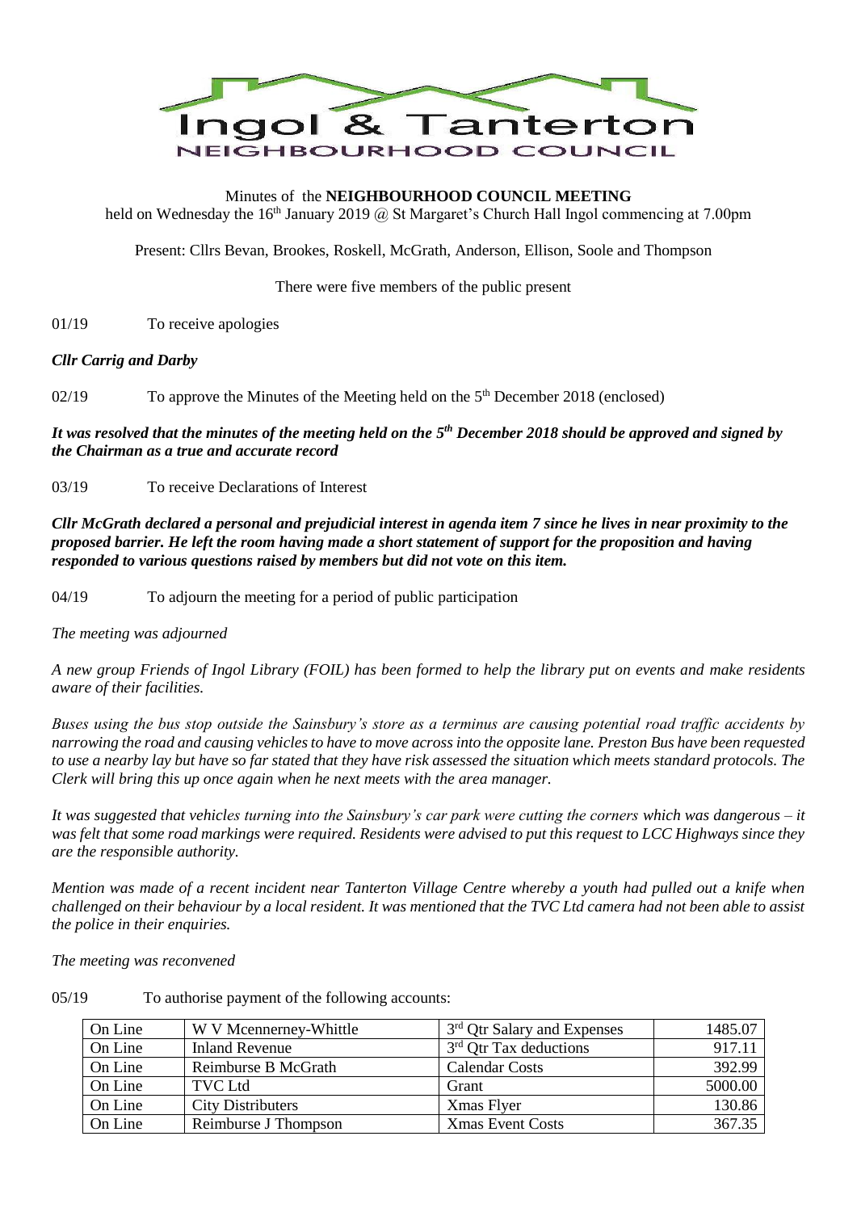# Ingol & Tanterton

## NEIGHBOURHOOD COUNCIL

Minutes of the **NEIGHBOURHOOD COUNCIL MEETING** held on Wednesday the 16th January 2019 @ St Margaret's Church Hall Ingol commencing at 7.00pm

Present: Cllrs Bevan, Brookes, Roskell, McGrath, Anderson, Ellison, Soole and Thompson

There were five members of the public present

01/19 To receive apologies

***Cllr Carrig and Darby***

02/19 To approve the Minutes of the Meeting held on the 5th December 2018 (enclosed)

***It was resolved that the minutes of the meeting held on the 5th December 2018 should be approved and signed by the Chairman as a true and accurate record***

03/19 To receive Declarations of Interest

***Cllr McGrath declared a personal and prejudicial interest in agenda item 7 since he lives in near proximity to the proposed barrier. He left the room having made a short statement of support for the proposition and having responded to various questions raised by members but did not vote on this item.***

04/19 To adjourn the meeting for a period of public participation

*The meeting was adjourned*

*A new group Friends of Ingol Library (FOIL) has been formed to help the library put on events and make residents aware of their facilities.*

*Buses using the bus stop outside the Sainsbury's store as a terminus are causing potential road traffic accidents by narrowing the road and causing vehicles to have to move across into the opposite lane. Preston Bus have been requested to use a nearby lay but have so far stated that they have risk assessed the situation which meets standard protocols. The Clerk will bring this up once again when he next meets with the area manager.*

*It was suggested that vehicles turning into the Sainsbury's car park were cutting the corners which was dangerous – it was felt that some road markings were required. Residents were advised to put this request to LCC Highways since they are the responsible authority.*

*Mention was made of a recent incident near Tanterton Village Centre whereby a youth had pulled out a knife when challenged on their behaviour by a local resident. It was mentioned that the TVC Ltd camera had not been able to assist the police in their enquiries.*

*The meeting was reconvened*

05/19 To authorise payment of the following accounts:

| | | | |
|---|---|---|---|
| On Line | W V Mcennerney-Whittle | 3rd Qtr Salary and Expenses | 1485.07 |
| On Line | Inland Revenue | 3rd Qtr Tax deductions | 917.11 |
| On Line | Reimburse B McGrath | Calendar Costs | 392.99 |
| On Line | TVC Ltd | Grant | 5000.00 |
| On Line | City Distributers | Xmas Flyer | 130.86 |
| On Line | Reimburse J Thompson | Xmas Event Costs | 367.35 |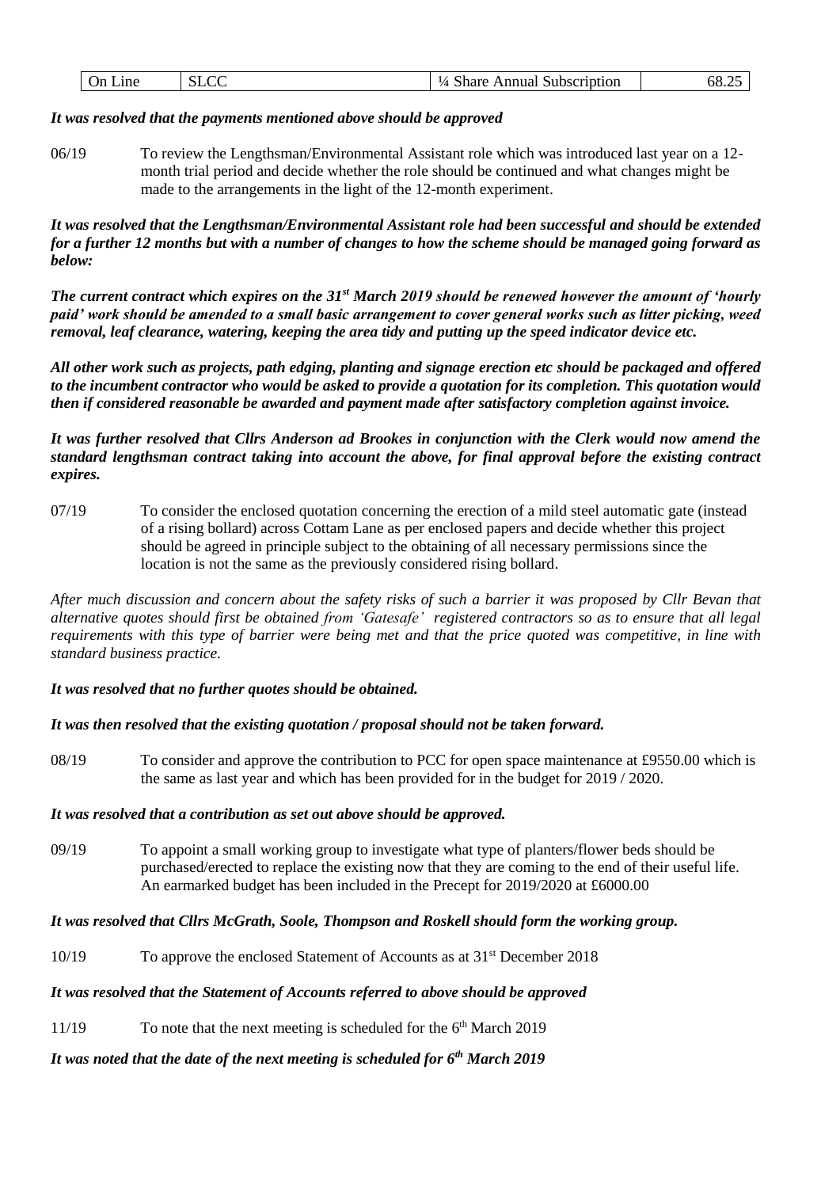| | | | |
|---|---|---|---|
| On Line | SLCC | ¼ Share Annual Subscription | 68.25 |

***It was resolved that the payments mentioned above should be approved***

06/19 To review the Lengthsman/Environmental Assistant role which was introduced last year on a 12-month trial period and decide whether the role should be continued and what changes might be made to the arrangements in the light of the 12-month experiment.

***It was resolved that the Lengthsman/Environmental Assistant role had been successful and should be extended for a further 12 months but with a number of changes to how the scheme should be managed going forward as below:***

***The current contract which expires on the 31st March 2019 should be renewed however the amount of 'hourly paid' work should be amended to a small basic arrangement to cover general works such as litter picking, weed removal, leaf clearance, watering, keeping the area tidy and putting up the speed indicator device etc.***

***All other work such as projects, path edging, planting and signage erection etc should be packaged and offered to the incumbent contractor who would be asked to provide a quotation for its completion. This quotation would then if considered reasonable be awarded and payment made after satisfactory completion against invoice.***

***It was further resolved that Cllrs Anderson ad Brookes in conjunction with the Clerk would now amend the standard lengthsman contract taking into account the above, for final approval before the existing contract expires.***

07/19 To consider the enclosed quotation concerning the erection of a mild steel automatic gate (instead of a rising bollard) across Cottam Lane as per enclosed papers and decide whether this project should be agreed in principle subject to the obtaining of all necessary permissions since the location is not the same as the previously considered rising bollard.

*After much discussion and concern about the safety risks of such a barrier it was proposed by Cllr Bevan that alternative quotes should first be obtained from 'Gatesafe' registered contractors so as to ensure that all legal requirements with this type of barrier were being met and that the price quoted was competitive, in line with standard business practice.*

***It was resolved that no further quotes should be obtained.***

***It was then resolved that the existing quotation / proposal should not be taken forward.***

08/19 To consider and approve the contribution to PCC for open space maintenance at £9550.00 which is the same as last year and which has been provided for in the budget for 2019 / 2020.

***It was resolved that a contribution as set out above should be approved.***

09/19 To appoint a small working group to investigate what type of planters/flower beds should be purchased/erected to replace the existing now that they are coming to the end of their useful life. An earmarked budget has been included in the Precept for 2019/2020 at £6000.00

***It was resolved that Cllrs McGrath, Soole, Thompson and Roskell should form the working group.***

10/19 To approve the enclosed Statement of Accounts as at 31st December 2018

***It was resolved that the Statement of Accounts referred to above should be approved***

11/19 To note that the next meeting is scheduled for the 6th March 2019

***It was noted that the date of the next meeting is scheduled for 6th March 2019***